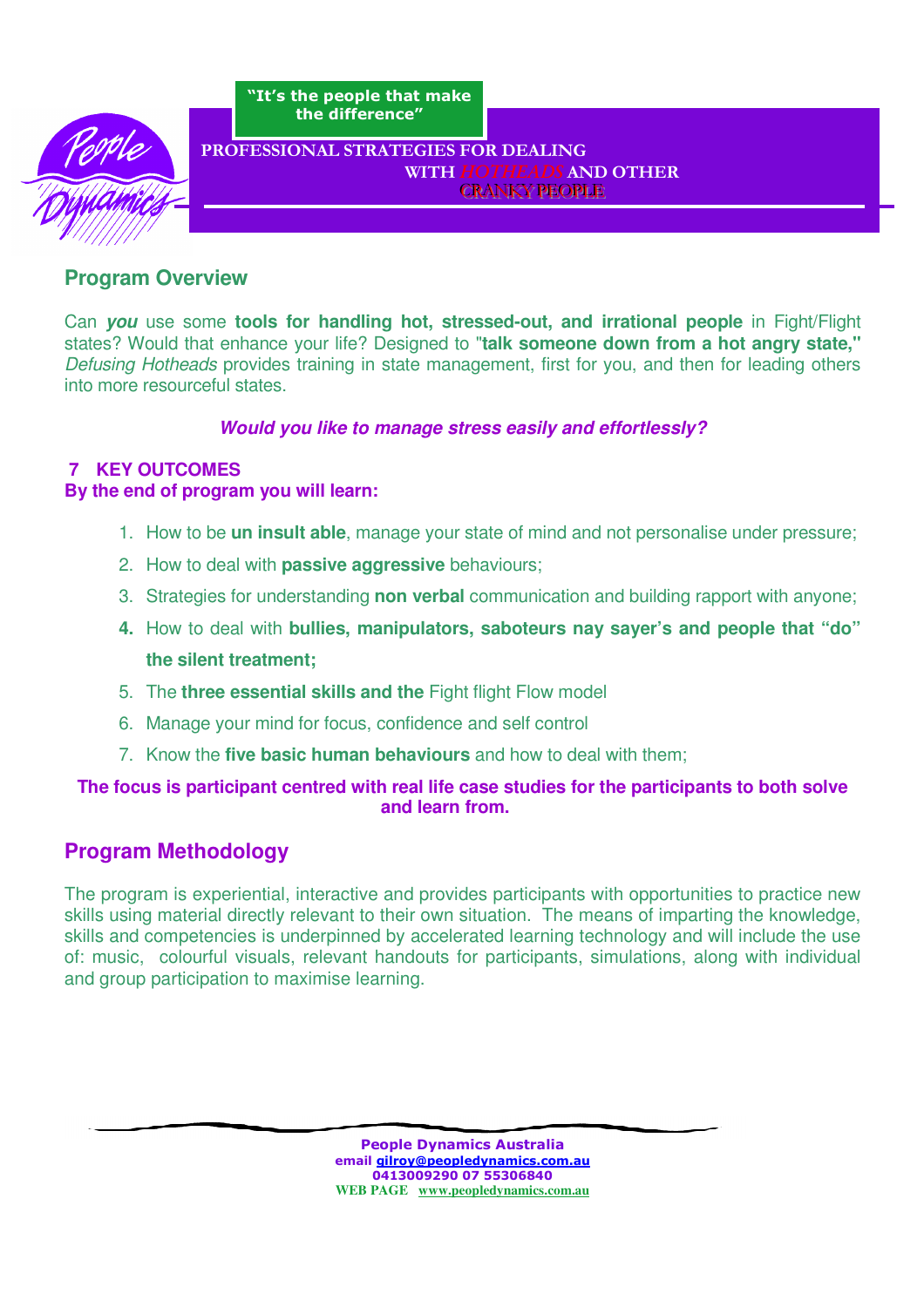"It's the people that make the difference"

**PROFESSIONAL STRATEGIES FOR DEALING WITH *HOTHEADS* AND OTHER CRANKY PEOPLE**

## Program Overview

Can ***you*** use some **tools for handling hot, stressed-out, and irrational people** in Fight/Flight states? Would that enhance your life? Designed to "**talk someone down from a hot angry state,"** *Defusing Hotheads* provides training in state management, first for you, and then for leading others into more resourceful states.

***Would you like to manage stress easily and effortlessly?***

**7 KEY OUTCOMES**
**By the end of program you will learn:**

1. How to be **un insult able**, manage your state of mind and not personalise under pressure;
2. How to deal with **passive aggressive** behaviours;
3. Strategies for understanding **non verbal** communication and building rapport with anyone;
4. How to deal with **bullies, manipulators, saboteurs nay sayer's and people that "do" the silent treatment;**
5. The **three essential skills and the** Fight flight Flow model
6. Manage your mind for focus, confidence and self control
7. Know the **five basic human behaviours** and how to deal with them;

**The focus is participant centred with real life case studies for the participants to both solve and learn from.**

## Program Methodology

The program is experiential, interactive and provides participants with opportunities to practice new skills using material directly relevant to their own situation. The means of imparting the knowledge, skills and competencies is underpinned by accelerated learning technology and will include the use of: music, colourful visuals, relevant handouts for participants, simulations, along with individual and group participation to maximise learning.

**People Dynamics Australia**
**email gilroy@peopledynamics.com.au**
**0413009290 07 55306840**
**WEB PAGE www.peopledynamics.com.au**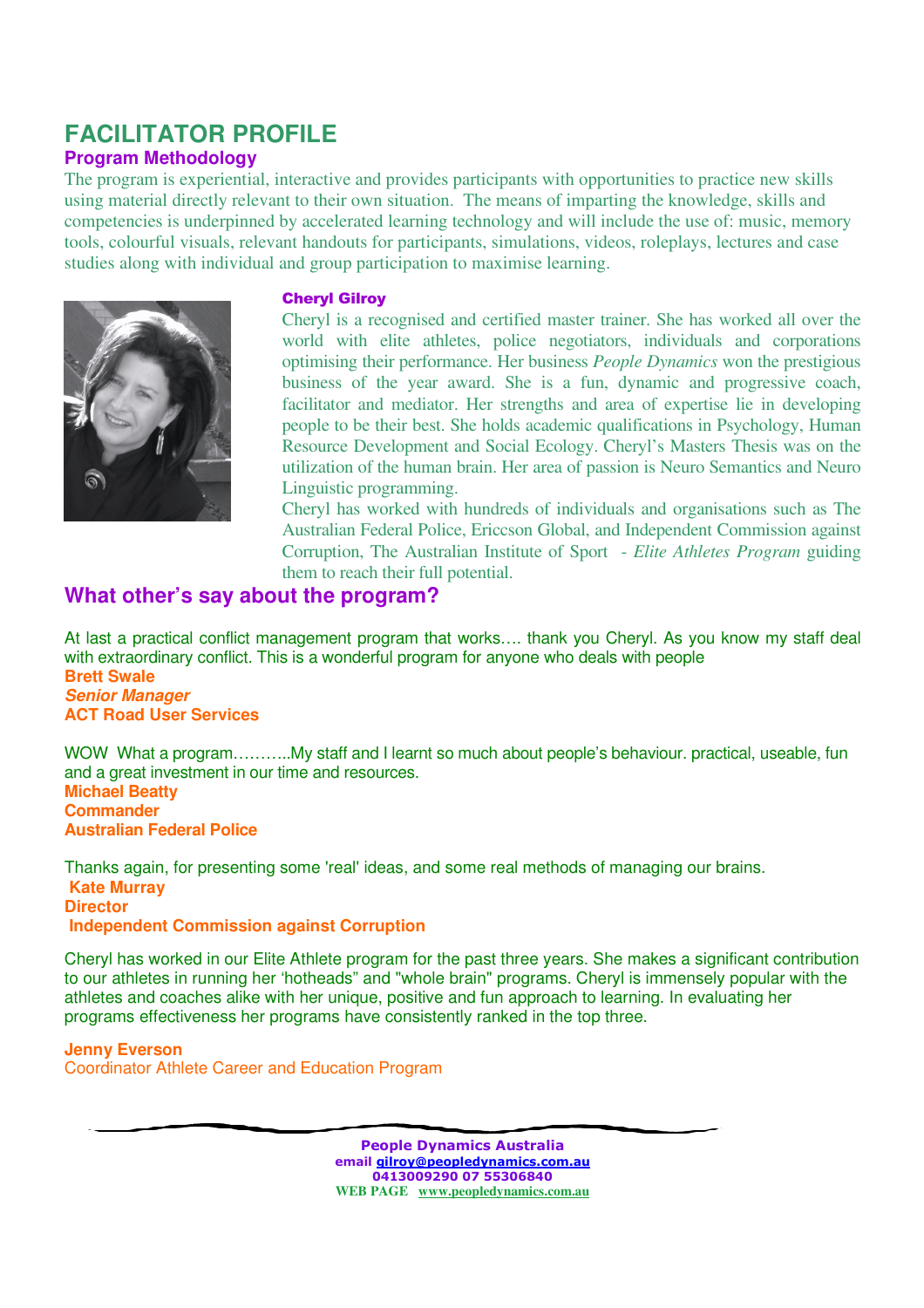# FACILITATOR PROFILE

## Program Methodology

The program is experiential, interactive and provides participants with opportunities to practice new skills using material directly relevant to their own situation. The means of imparting the knowledge, skills and competencies is underpinned by accelerated learning technology and will include the use of: music, memory tools, colourful visuals, relevant handouts for participants, simulations, videos, roleplays, lectures and case studies along with individual and group participation to maximise learning.

### Cheryl Gilroy

Cheryl is a recognised and certified master trainer. She has worked all over the world with elite athletes, police negotiators, individuals and corporations optimising their performance. Her business *People Dynamics* won the prestigious business of the year award. She is a fun, dynamic and progressive coach, facilitator and mediator. Her strengths and area of expertise lie in developing people to be their best. She holds academic qualifications in Psychology, Human Resource Development and Social Ecology. Cheryl's Masters Thesis was on the utilization of the human brain. Her area of passion is Neuro Semantics and Neuro Linguistic programming.

Cheryl has worked with hundreds of individuals and organisations such as The Australian Federal Police, Ericcson Global, and Independent Commission against Corruption, The Australian Institute of Sport - *Elite Athletes Program* guiding them to reach their full potential.

## What other's say about the program?

At last a practical conflict management program that works…. thank you Cheryl. As you know my staff deal with extraordinary conflict. This is a wonderful program for anyone who deals with people

**Brett Swale**
***Senior Manager***
**ACT Road User Services**

WOW What a program………..My staff and I learnt so much about people's behaviour. practical, useable, fun and a great investment in our time and resources.

**Michael Beatty**
**Commander**
**Australian Federal Police**

Thanks again, for presenting some 'real' ideas, and some real methods of managing our brains.

**Kate Murray**
**Director**
**Independent Commission against Corruption**

Cheryl has worked in our Elite Athlete program for the past three years. She makes a significant contribution to our athletes in running her 'hotheads" and "whole brain" programs. Cheryl is immensely popular with the athletes and coaches alike with her unique, positive and fun approach to learning. In evaluating her programs effectiveness her programs have consistently ranked in the top three.

**Jenny Everson**
Coordinator Athlete Career and Education Program

**People Dynamics Australia**
**email gilroy@peopledynamics.com.au**
**0413009290 07 55306840**
**WEB PAGE www.peopledynamics.com.au**